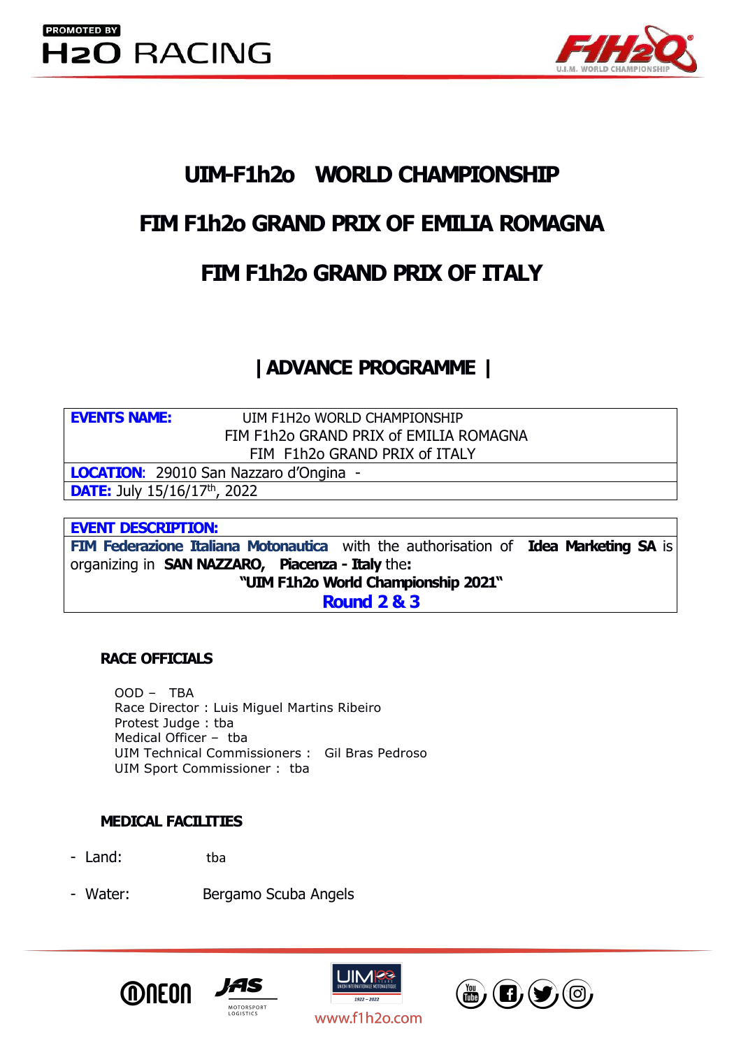PROMOTED BY
H2O RACING

# UIM-F1h2o WORLD CHAMPIONSHIP

# FIM F1h2o GRAND PRIX OF EMILIA ROMAGNA

# FIM F1h2o GRAND PRIX OF ITALY

## | ADVANCE PROGRAMME |

| **EVENTS NAME:** | UIM F1H2o WORLD CHAMPIONSHIP<br>FIM F1h2o GRAND PRIX of EMILIA ROMAGNA<br>FIM F1h2o GRAND PRIX of ITALY |
|---|---|
| **LOCATION**: 29010 San Nazzaro d'Ongina - | |
| **DATE:** July 15/16/17th, 2022 | |

| **EVENT DESCRIPTION:** |
|---|
| **FIM Federazione Italiana Motonautica** with the authorisation of **Idea Marketing SA** is organizing in **SAN NAZZARO, Piacenza - Italy** the**:**<br>**"UIM F1h2o World Championship 2021"**<br>**Round 2 & 3** |

### RACE OFFICIALS

OOD – TBA
Race Director : Luis Miguel Martins Ribeiro
Protest Judge : tba
Medical Officer – tba
UIM Technical Commissioners : Gil Bras Pedroso
UIM Sport Commissioner : tba

### MEDICAL FACILITIES

- Land: tba
- Water: Bergamo Scuba Angels

www.f1h2o.com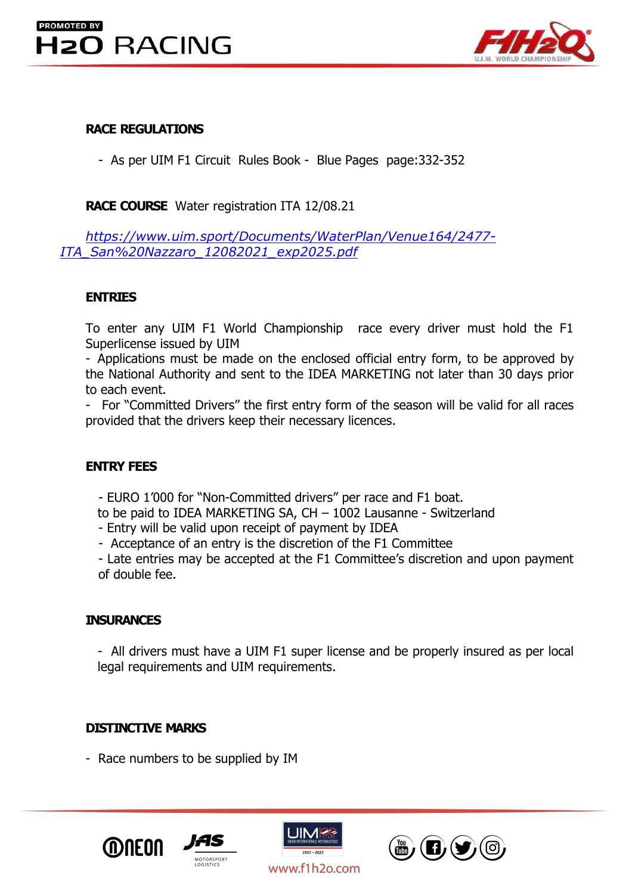## RACE REGULATIONS

- As per UIM F1 Circuit Rules Book - Blue Pages page:332-352

**RACE COURSE** Water registration ITA 12/08.21

*https://www.uim.sport/Documents/WaterPlan/Venue164/2477-ITA_San%20Nazzaro_12082021_exp2025.pdf*

## ENTRIES

To enter any UIM F1 World Championship race every driver must hold the F1 Superlicense issued by UIM

- Applications must be made on the enclosed official entry form, to be approved by the National Authority and sent to the IDEA MARKETING not later than 30 days prior to each event.
- For "Committed Drivers" the first entry form of the season will be valid for all races provided that the drivers keep their necessary licences.

## ENTRY FEES

- EURO 1'000 for "Non-Committed drivers" per race and F1 boat. to be paid to IDEA MARKETING SA, CH – 1002 Lausanne - Switzerland
- Entry will be valid upon receipt of payment by IDEA
- Acceptance of an entry is the discretion of the F1 Committee
- Late entries may be accepted at the F1 Committee's discretion and upon payment of double fee.

## INSURANCES

- All drivers must have a UIM F1 super license and be properly insured as per local legal requirements and UIM requirements.

## DISTINCTIVE MARKS

- Race numbers to be supplied by IM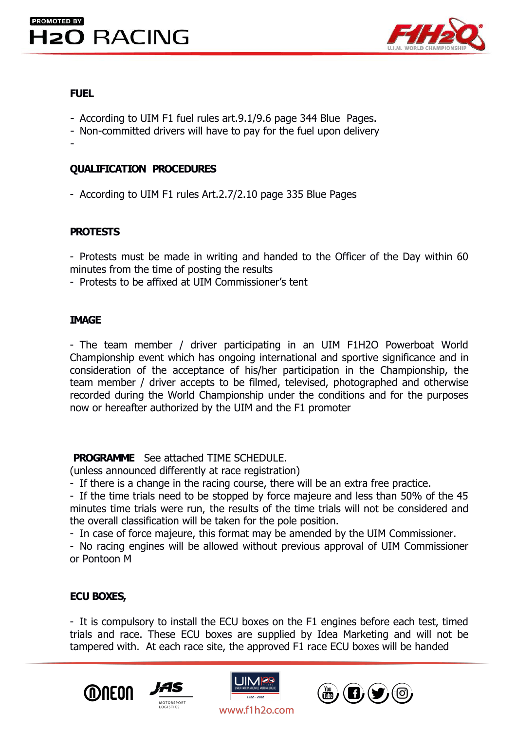## FUEL

- According to UIM F1 fuel rules art.9.1/9.6 page 344 Blue Pages.
- Non-committed drivers will have to pay for the fuel upon delivery
-

## QUALIFICATION PROCEDURES

- According to UIM F1 rules Art.2.7/2.10 page 335 Blue Pages

## PROTESTS

- Protests must be made in writing and handed to the Officer of the Day within 60 minutes from the time of posting the results
- Protests to be affixed at UIM Commissioner's tent

## IMAGE

- The team member / driver participating in an UIM F1H2O Powerboat World Championship event which has ongoing international and sportive significance and in consideration of the acceptance of his/her participation in the Championship, the team member / driver accepts to be filmed, televised, photographed and otherwise recorded during the World Championship under the conditions and for the purposes now or hereafter authorized by the UIM and the F1 promoter

**PROGRAMME** See attached TIME SCHEDULE.
(unless announced differently at race registration)

- If there is a change in the racing course, there will be an extra free practice.
- If the time trials need to be stopped by force majeure and less than 50% of the 45 minutes time trials were run, the results of the time trials will not be considered and the overall classification will be taken for the pole position.
- In case of force majeure, this format may be amended by the UIM Commissioner.
- No racing engines will be allowed without previous approval of UIM Commissioner or Pontoon M

## ECU BOXES,

- It is compulsory to install the ECU boxes on the F1 engines before each test, timed trials and race. These ECU boxes are supplied by Idea Marketing and will not be tampered with. At each race site, the approved F1 race ECU boxes will be handed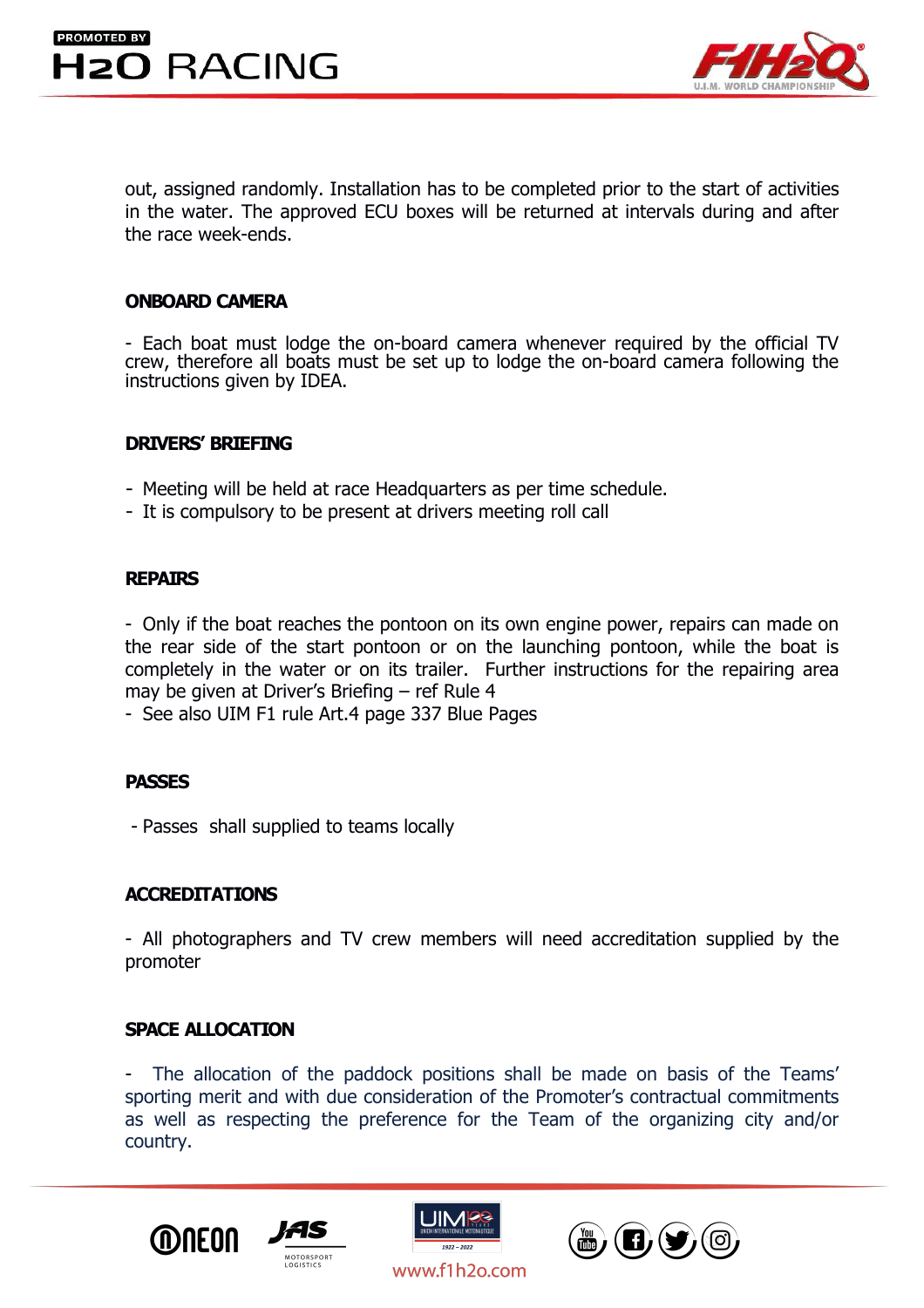out, assigned randomly. Installation has to be completed prior to the start of activities in the water. The approved ECU boxes will be returned at intervals during and after the race week-ends.

**ONBOARD CAMERA**

- Each boat must lodge the on-board camera whenever required by the official TV crew, therefore all boats must be set up to lodge the on-board camera following the instructions given by IDEA.

**DRIVERS' BRIEFING**

- Meeting will be held at race Headquarters as per time schedule.
- It is compulsory to be present at drivers meeting roll call

**REPAIRS**

- Only if the boat reaches the pontoon on its own engine power, repairs can made on the rear side of the start pontoon or on the launching pontoon, while the boat is completely in the water or on its trailer. Further instructions for the repairing area may be given at Driver's Briefing – ref Rule 4
- See also UIM F1 rule Art.4 page 337 Blue Pages

**PASSES**

- Passes shall supplied to teams locally

**ACCREDITATIONS**

- All photographers and TV crew members will need accreditation supplied by the promoter

**SPACE ALLOCATION**

- The allocation of the paddock positions shall be made on basis of the Teams' sporting merit and with due consideration of the Promoter's contractual commitments as well as respecting the preference for the Team of the organizing city and/or country.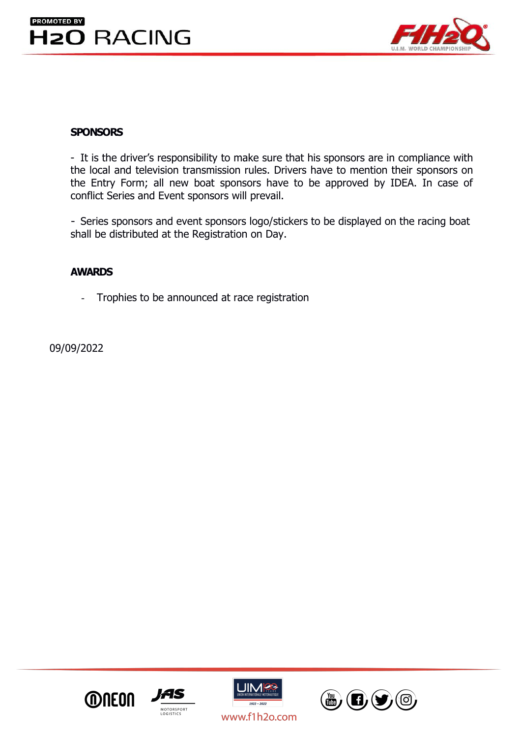## SPONSORS

- It is the driver's responsibility to make sure that his sponsors are in compliance with the local and television transmission rules. Drivers have to mention their sponsors on the Entry Form; all new boat sponsors have to be approved by IDEA. In case of conflict Series and Event sponsors will prevail.

- Series sponsors and event sponsors logo/stickers to be displayed on the racing boat shall be distributed at the Registration on Day.

## AWARDS

- Trophies to be announced at race registration

09/09/2022